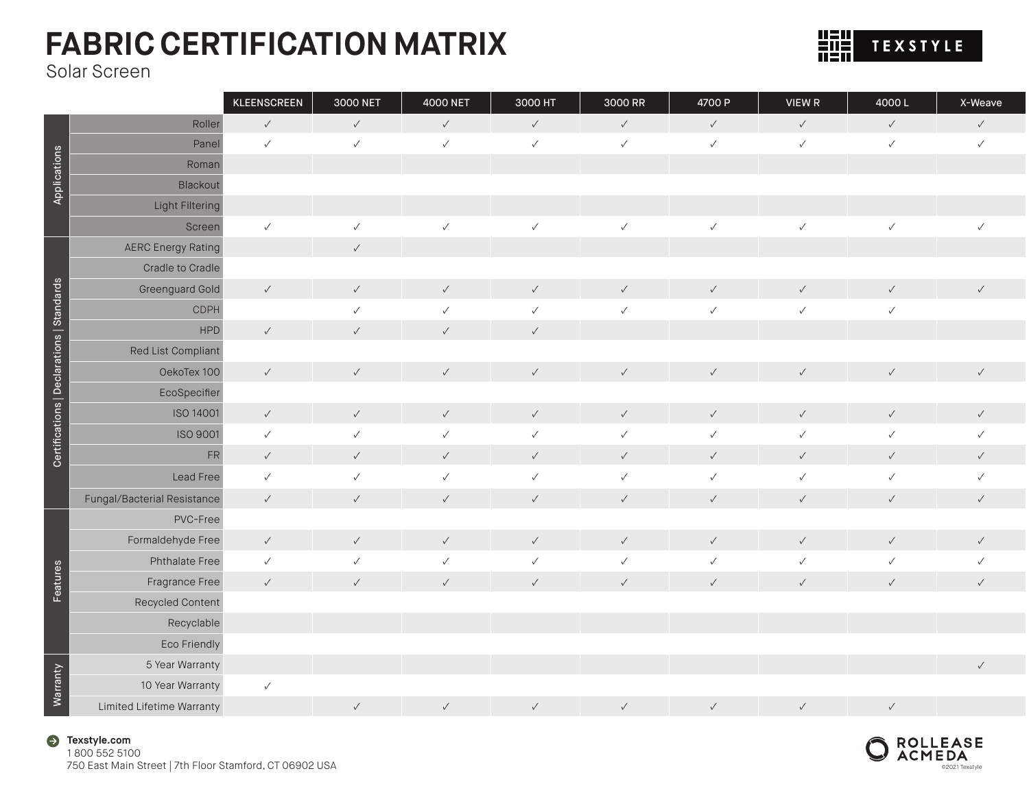# FABRIC CERTIFICATION MATRIX

Solar Screen

TEXSTYLE

| | | KLEENSCREEN | 3000 NET | 4000 NET | 3000 HT | 3000 RR | 4700 P | VIEW R | 4000 L | X-Weave |
|---|---|---|---|---|---|---|---|---|---|---|
| Applications | Roller | ✓ | ✓ | ✓ | ✓ | ✓ | ✓ | ✓ | ✓ | ✓ |
| | Panel | ✓ | ✓ | ✓ | ✓ | ✓ | ✓ | ✓ | ✓ | ✓ |
| | Roman | | | | | | | | | |
| | Blackout | | | | | | | | | |
| | Light Filtering | | | | | | | | | |
| | Screen | ✓ | ✓ | ✓ | ✓ | ✓ | ✓ | ✓ | ✓ | ✓ |
| Certifications \| Declarations \| Standards | AERC Energy Rating | | ✓ | | | | | | | |
| | Cradle to Cradle | | | | | | | | | |
| | Greenguard Gold | ✓ | ✓ | ✓ | ✓ | ✓ | ✓ | ✓ | ✓ | ✓ |
| | CDPH | | ✓ | ✓ | ✓ | ✓ | ✓ | ✓ | ✓ | |
| | HPD | ✓ | ✓ | ✓ | ✓ | | | | | |
| | Red List Compliant | | | | | | | | | |
| | OekoTex 100 | ✓ | ✓ | ✓ | ✓ | ✓ | ✓ | ✓ | ✓ | ✓ |
| | EcoSpecifier | | | | | | | | | |
| | ISO 14001 | ✓ | ✓ | ✓ | ✓ | ✓ | ✓ | ✓ | ✓ | ✓ |
| | ISO 9001 | ✓ | ✓ | ✓ | ✓ | ✓ | ✓ | ✓ | ✓ | ✓ |
| | FR | ✓ | ✓ | ✓ | ✓ | ✓ | ✓ | ✓ | ✓ | ✓ |
| | Lead Free | ✓ | ✓ | ✓ | ✓ | ✓ | ✓ | ✓ | ✓ | ✓ |
| | Fungal/Bacterial Resistance | ✓ | ✓ | ✓ | ✓ | ✓ | ✓ | ✓ | ✓ | ✓ |
| Features | PVC-Free | | | | | | | | | |
| | Formaldehyde Free | ✓ | ✓ | ✓ | ✓ | ✓ | ✓ | ✓ | ✓ | ✓ |
| | Phthalate Free | ✓ | ✓ | ✓ | ✓ | ✓ | ✓ | ✓ | ✓ | ✓ |
| | Fragrance Free | ✓ | ✓ | ✓ | ✓ | ✓ | ✓ | ✓ | ✓ | ✓ |
| | Recycled Content | | | | | | | | | |
| | Recyclable | | | | | | | | | |
| | Eco Friendly | | | | | | | | | |
| Warranty | 5 Year Warranty | | | | | | | | | ✓ |
| | 10 Year Warranty | ✓ | | | | | | | | |
| | Limited Lifetime Warranty | | ✓ | ✓ | ✓ | ✓ | ✓ | ✓ | ✓ | |

**Texstyle.com**
1 800 552 5100
750 East Main Street | 7th Floor Stamford, CT 06902 USA

ROLLEASE ACMEDA

©2021 Texstyle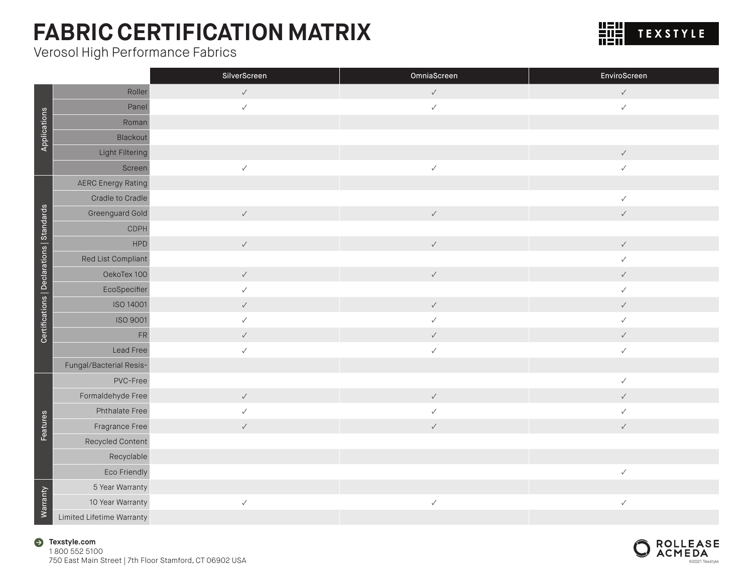# FABRIC CERTIFICATION MATRIX

Verosol High Performance Fabrics

TEXSTYLE

| Category | | SilverScreen | OmniaScreen | EnviroScreen |
|---|---|---|---|---|
| Applications | Roller | ✓ | ✓ | ✓ |
| | Panel | ✓ | ✓ | ✓ |
| | Roman | | | |
| | Blackout | | | |
| | Light Filtering | | | ✓ |
| | Screen | ✓ | ✓ | ✓ |
| Certifications \| Declarations \| Standards | AERC Energy Rating | | | |
| | Cradle to Cradle | | | ✓ |
| | Greenguard Gold | ✓ | ✓ | ✓ |
| | CDPH | | | |
| | HPD | ✓ | ✓ | ✓ |
| | Red List Compliant | | | ✓ |
| | OekoTex 100 | ✓ | ✓ | ✓ |
| | EcoSpecifier | ✓ | | ✓ |
| | ISO 14001 | ✓ | ✓ | ✓ |
| | ISO 9001 | ✓ | ✓ | ✓ |
| | FR | ✓ | ✓ | ✓ |
| | Lead Free | ✓ | ✓ | ✓ |
| | Fungal/Bacterial Resis- | | | |
| Features | PVC-Free | | | ✓ |
| | Formaldehyde Free | ✓ | ✓ | ✓ |
| | Phthalate Free | ✓ | ✓ | ✓ |
| | Fragrance Free | ✓ | ✓ | ✓ |
| | Recycled Content | | | |
| | Recyclable | | | |
| | Eco Friendly | | | ✓ |
| Warranty | 5 Year Warranty | | | |
| | 10 Year Warranty | ✓ | ✓ | ✓ |
| | Limited Lifetime Warranty | | | |

**Texstyle.com**
1 800 552 5100
750 East Main Street | 7th Floor Stamford, CT 06902 USA

ROLLEASE ACMEDA
©2021 Texstyle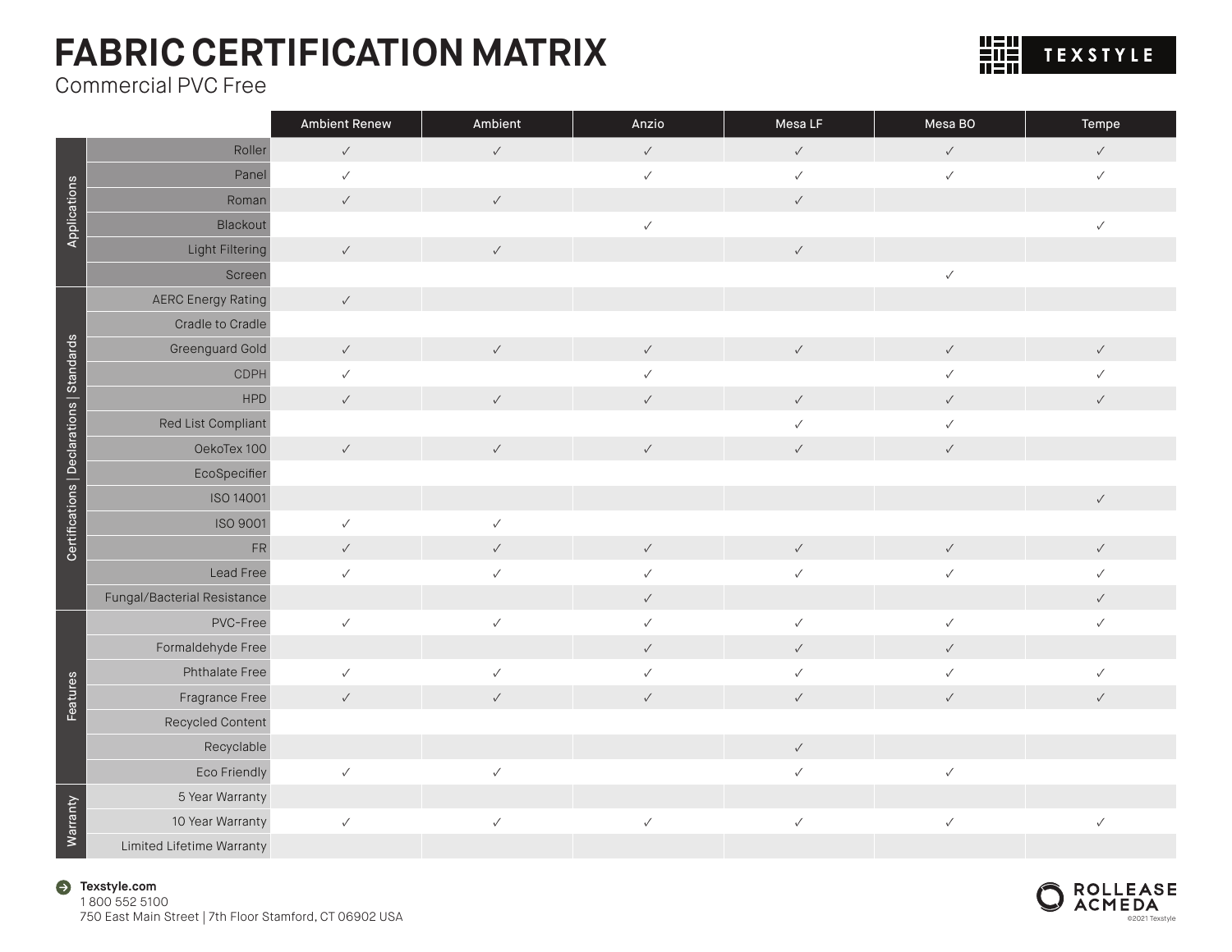# FABRIC CERTIFICATION MATRIX

Commercial PVC Free

TEXSTYLE

| | | Ambient Renew | Ambient | Anzio | Mesa LF | Mesa BO | Tempe |
|---|---|---|---|---|---|---|---|
| Applications | Roller | ✓ | ✓ | ✓ | ✓ | ✓ | ✓ |
| | Panel | ✓ | | ✓ | ✓ | ✓ | ✓ |
| | Roman | ✓ | ✓ | | ✓ | | |
| | Blackout | | | ✓ | | | ✓ |
| | Light Filtering | ✓ | ✓ | | ✓ | | |
| | Screen | | | | | ✓ | |
| Certifications \| Declarations \| Standards | AERC Energy Rating | ✓ | | | | | |
| | Cradle to Cradle | | | | | | |
| | Greenguard Gold | ✓ | ✓ | ✓ | ✓ | ✓ | ✓ |
| | CDPH | ✓ | | ✓ | | ✓ | ✓ |
| | HPD | ✓ | ✓ | ✓ | ✓ | ✓ | ✓ |
| | Red List Compliant | | | | ✓ | ✓ | |
| | OekoTex 100 | ✓ | ✓ | ✓ | ✓ | ✓ | |
| | EcoSpecifier | | | | | | |
| | ISO 14001 | | | | | | ✓ |
| | ISO 9001 | ✓ | ✓ | | | | |
| | FR | ✓ | ✓ | ✓ | ✓ | ✓ | ✓ |
| | Lead Free | ✓ | ✓ | ✓ | ✓ | ✓ | ✓ |
| | Fungal/Bacterial Resistance | | | ✓ | | | ✓ |
| Features | PVC-Free | ✓ | ✓ | ✓ | ✓ | ✓ | ✓ |
| | Formaldehyde Free | | | ✓ | ✓ | ✓ | |
| | Phthalate Free | ✓ | ✓ | ✓ | ✓ | ✓ | ✓ |
| | Fragrance Free | ✓ | ✓ | ✓ | ✓ | ✓ | ✓ |
| | Recycled Content | | | | | | |
| | Recyclable | | | | ✓ | | |
| | Eco Friendly | ✓ | ✓ | | ✓ | ✓ | |
| Warranty | 5 Year Warranty | | | | | | |
| | 10 Year Warranty | ✓ | ✓ | ✓ | ✓ | ✓ | ✓ |
| | Limited Lifetime Warranty | | | | | | |

**Texstyle.com**
1 800 552 5100
750 East Main Street | 7th Floor Stamford, CT 06902 USA

ROLLEASE ACMEDA

©2021 Texstyle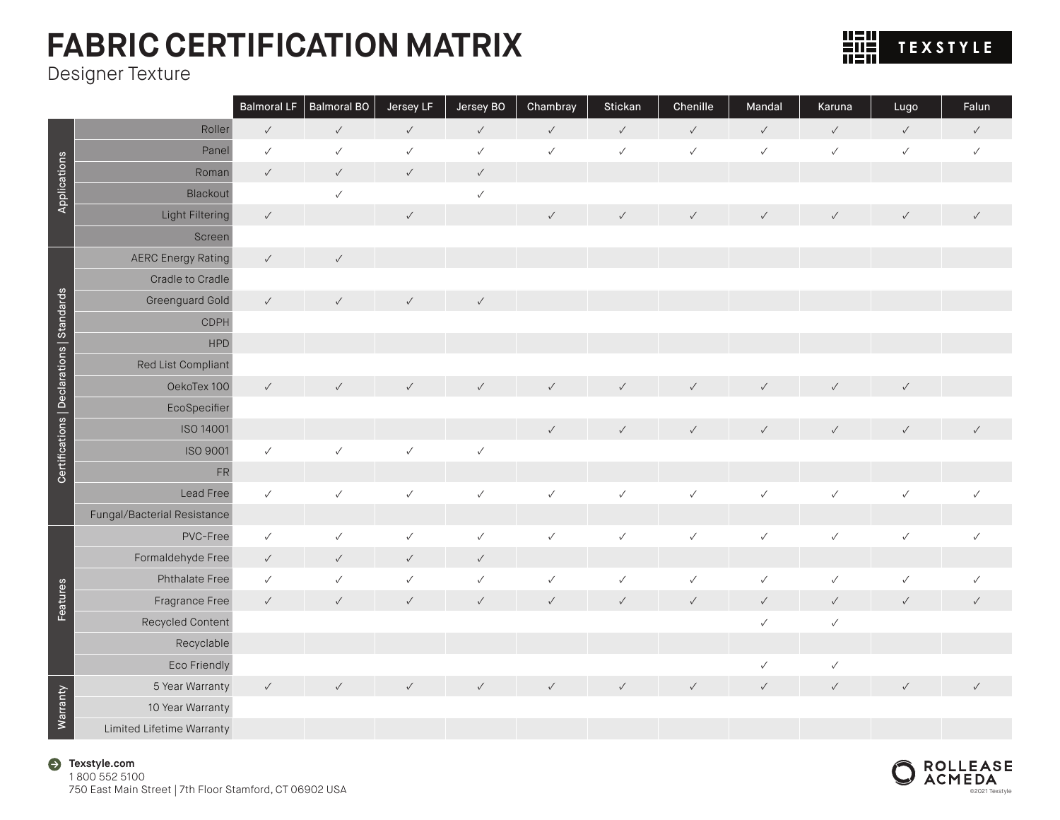# FABRIC CERTIFICATION MATRIX

Designer Texture

TEXSTYLE

| | | Balmoral LF | Balmoral BO | Jersey LF | Jersey BO | Chambray | Stickan | Chenille | Mandal | Karuna | Lugo | Falun |
|---|---|---|---|---|---|---|---|---|---|---|---|---|
| Applications | Roller | ✓ | ✓ | ✓ | ✓ | ✓ | ✓ | ✓ | ✓ | ✓ | ✓ | ✓ |
| | Panel | ✓ | ✓ | ✓ | ✓ | ✓ | ✓ | ✓ | ✓ | ✓ | ✓ | ✓ |
| | Roman | ✓ | ✓ | ✓ | ✓ | | | | | | | |
| | Blackout | | ✓ | | ✓ | | | | | | | |
| | Light Filtering | ✓ | | ✓ | | ✓ | ✓ | ✓ | ✓ | ✓ | ✓ | ✓ |
| | Screen | | | | | | | | | | | |
| Certifications \| Declarations \| Standards | AERC Energy Rating | ✓ | ✓ | | | | | | | | | |
| | Cradle to Cradle | | | | | | | | | | | |
| | Greenguard Gold | ✓ | ✓ | ✓ | ✓ | | | | | | | |
| | CDPH | | | | | | | | | | | |
| | HPD | | | | | | | | | | | |
| | Red List Compliant | | | | | | | | | | | |
| | OekoTex 100 | ✓ | ✓ | ✓ | ✓ | ✓ | ✓ | ✓ | ✓ | ✓ | ✓ | |
| | EcoSpecifier | | | | | | | | | | | |
| | ISO 14001 | | | | | ✓ | ✓ | ✓ | ✓ | ✓ | ✓ | ✓ |
| | ISO 9001 | ✓ | ✓ | ✓ | ✓ | | | | | | | |
| | FR | | | | | | | | | | | |
| | Lead Free | ✓ | ✓ | ✓ | ✓ | ✓ | ✓ | ✓ | ✓ | ✓ | ✓ | ✓ |
| | Fungal/Bacterial Resistance | | | | | | | | | | | |
| Features | PVC-Free | ✓ | ✓ | ✓ | ✓ | ✓ | ✓ | ✓ | ✓ | ✓ | ✓ | ✓ |
| | Formaldehyde Free | ✓ | ✓ | ✓ | ✓ | | | | | | | |
| | Phthalate Free | ✓ | ✓ | ✓ | ✓ | ✓ | ✓ | ✓ | ✓ | ✓ | ✓ | ✓ |
| | Fragrance Free | ✓ | ✓ | ✓ | ✓ | ✓ | ✓ | ✓ | ✓ | ✓ | ✓ | ✓ |
| | Recycled Content | | | | | | | | ✓ | ✓ | | |
| | Recyclable | | | | | | | | | | | |
| | Eco Friendly | | | | | | | | ✓ | ✓ | | |
| Warranty | 5 Year Warranty | ✓ | ✓ | ✓ | ✓ | ✓ | ✓ | ✓ | ✓ | ✓ | ✓ | ✓ |
| | 10 Year Warranty | | | | | | | | | | | |
| | Limited Lifetime Warranty | | | | | | | | | | | |

**Texstyle.com**
1 800 552 5100
750 East Main Street | 7th Floor Stamford, CT 06902 USA

ROLLEASE ACMEDA

©2021 Texstyle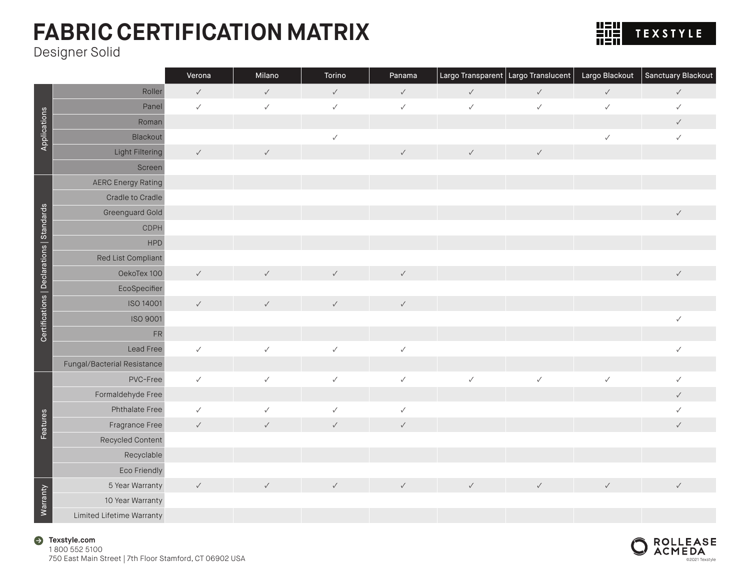# FABRIC CERTIFICATION MATRIX

Designer Solid

TEXSTYLE

| Category | | Verona | Milano | Torino | Panama | Largo Transparent | Largo Translucent | Largo Blackout | Sanctuary Blackout |
|---|---|---|---|---|---|---|---|---|---|
| Applications | Roller | ✓ | ✓ | ✓ | ✓ | ✓ | ✓ | ✓ | ✓ |
| | Panel | ✓ | ✓ | ✓ | ✓ | ✓ | ✓ | ✓ | ✓ |
| | Roman | | | | | | | | ✓ |
| | Blackout | | | ✓ | | | | ✓ | ✓ |
| | Light Filtering | ✓ | ✓ | | ✓ | ✓ | ✓ | | |
| | Screen | | | | | | | | |
| Certifications \| Declarations \| Standards | AERC Energy Rating | | | | | | | | |
| | Cradle to Cradle | | | | | | | | |
| | Greenguard Gold | | | | | | | | ✓ |
| | CDPH | | | | | | | | |
| | HPD | | | | | | | | |
| | Red List Compliant | | | | | | | | |
| | OekoTex 100 | ✓ | ✓ | ✓ | ✓ | | | | ✓ |
| | EcoSpecifier | | | | | | | | |
| | ISO 14001 | ✓ | ✓ | ✓ | ✓ | | | | |
| | ISO 9001 | | | | | | | | ✓ |
| | FR | | | | | | | | |
| | Lead Free | ✓ | ✓ | ✓ | ✓ | | | | ✓ |
| | Fungal/Bacterial Resistance | | | | | | | | |
| Features | PVC-Free | ✓ | ✓ | ✓ | ✓ | ✓ | ✓ | ✓ | ✓ |
| | Formaldehyde Free | | | | | | | | ✓ |
| | Phthalate Free | ✓ | ✓ | ✓ | ✓ | | | | ✓ |
| | Fragrance Free | ✓ | ✓ | ✓ | ✓ | | | | ✓ |
| | Recycled Content | | | | | | | | |
| | Recyclable | | | | | | | | |
| | Eco Friendly | | | | | | | | |
| Warranty | 5 Year Warranty | ✓ | ✓ | ✓ | ✓ | ✓ | ✓ | ✓ | ✓ |
| | 10 Year Warranty | | | | | | | | |
| | Limited Lifetime Warranty | | | | | | | | |

**Texstyle.com**
1 800 552 5100
750 East Main Street | 7th Floor Stamford, CT 06902 USA

ROLLEASE ACMEDA

©2021 Texstyle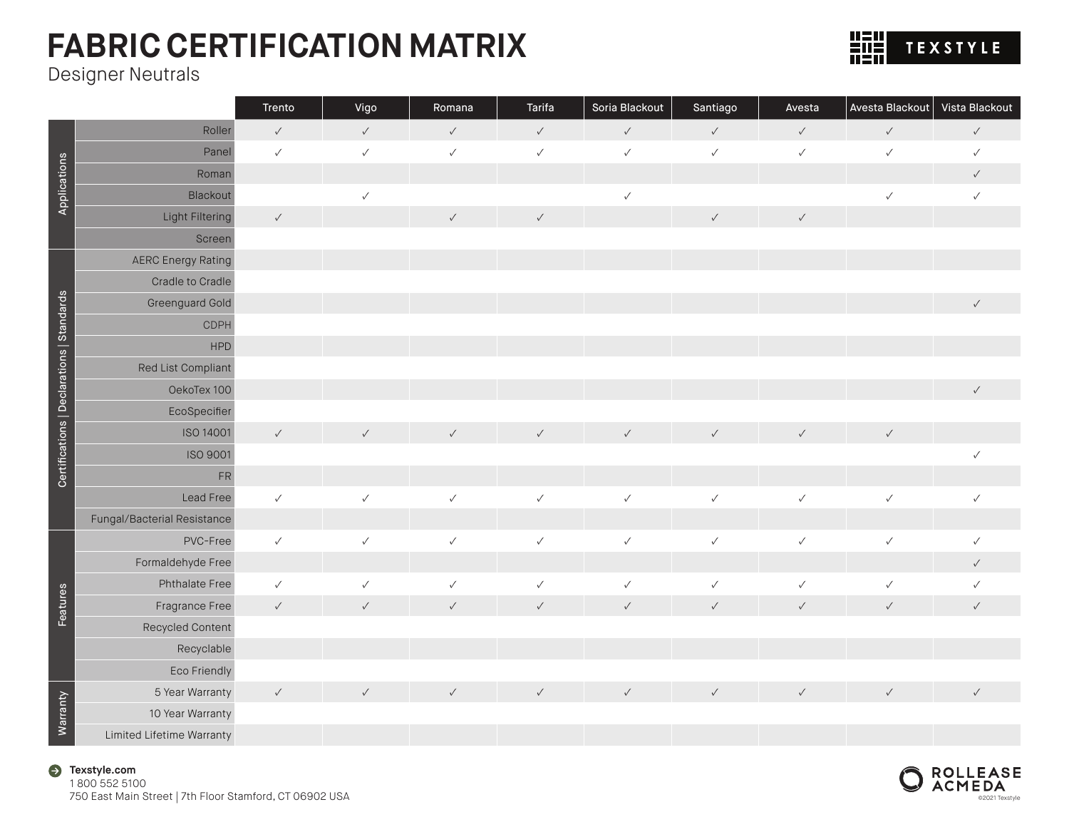# FABRIC CERTIFICATION MATRIX

Designer Neutrals

TEXSTYLE

| Category | | Trento | Vigo | Romana | Tarifa | Soria Blackout | Santiago | Avesta | Avesta Blackout | Vista Blackout |
|---|---|---|---|---|---|---|---|---|---|---|
| Applications | Roller | ✓ | ✓ | ✓ | ✓ | ✓ | ✓ | ✓ | ✓ | ✓ |
| | Panel | ✓ | ✓ | ✓ | ✓ | ✓ | ✓ | ✓ | ✓ | ✓ |
| | Roman | | | | | | | | | ✓ |
| | Blackout | | ✓ | | | ✓ | | | ✓ | ✓ |
| | Light Filtering | ✓ | | ✓ | ✓ | | ✓ | ✓ | | |
| | Screen | | | | | | | | | |
| Certifications \| Declarations \| Standards | AERC Energy Rating | | | | | | | | | |
| | Cradle to Cradle | | | | | | | | | |
| | Greenguard Gold | | | | | | | | | ✓ |
| | CDPH | | | | | | | | | |
| | HPD | | | | | | | | | |
| | Red List Compliant | | | | | | | | | |
| | OekoTex 100 | | | | | | | | | ✓ |
| | EcoSpecifier | | | | | | | | | |
| | ISO 14001 | ✓ | ✓ | ✓ | ✓ | ✓ | ✓ | ✓ | ✓ | |
| | ISO 9001 | | | | | | | | | ✓ |
| | FR | | | | | | | | | |
| | Lead Free | ✓ | ✓ | ✓ | ✓ | ✓ | ✓ | ✓ | ✓ | ✓ |
| | Fungal/Bacterial Resistance | | | | | | | | | |
| Features | PVC-Free | ✓ | ✓ | ✓ | ✓ | ✓ | ✓ | ✓ | ✓ | ✓ |
| | Formaldehyde Free | | | | | | | | | ✓ |
| | Phthalate Free | ✓ | ✓ | ✓ | ✓ | ✓ | ✓ | ✓ | ✓ | ✓ |
| | Fragrance Free | ✓ | ✓ | ✓ | ✓ | ✓ | ✓ | ✓ | ✓ | ✓ |
| | Recycled Content | | | | | | | | | |
| | Recyclable | | | | | | | | | |
| | Eco Friendly | | | | | | | | | |
| Warranty | 5 Year Warranty | ✓ | ✓ | ✓ | ✓ | ✓ | ✓ | ✓ | ✓ | ✓ |
| | 10 Year Warranty | | | | | | | | | |
| | Limited Lifetime Warranty | | | | | | | | | |

**Texstyle.com**
1 800 552 5100
750 East Main Street | 7th Floor Stamford, CT 06902 USA

ROLLEASE ACMEDA

©2021 Texstyle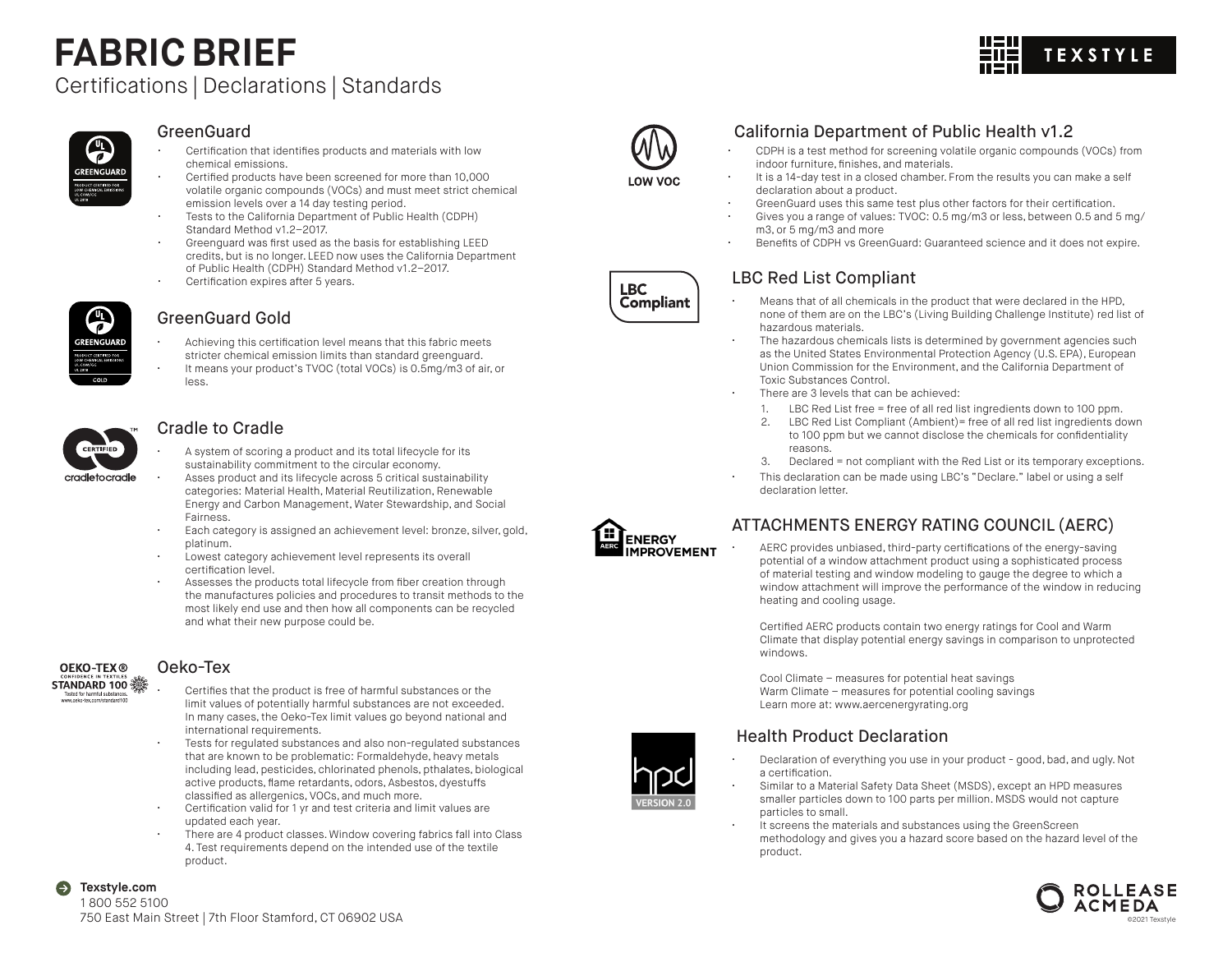# FABRIC BRIEF

Certifications | Declarations | Standards

## GreenGuard

- Certification that identifies products and materials with low chemical emissions.
- Certified products have been screened for more than 10,000 volatile organic compounds (VOCs) and must meet strict chemical emission levels over a 14 day testing period.
- Tests to the California Department of Public Health (CDPH) Standard Method v1.2–2017.
- Greenguard was first used as the basis for establishing LEED credits, but is no longer. LEED now uses the California Department of Public Health (CDPH) Standard Method v1.2–2017.
- Certification expires after 5 years.

## GreenGuard Gold

- Achieving this certification level means that this fabric meets stricter chemical emission limits than standard greenguard.
- It means your product's TVOC (total VOCs) is 0.5mg/m3 of air, or less.

## Cradle to Cradle

- A system of scoring a product and its total lifecycle for its sustainability commitment to the circular economy.
- Asses product and its lifecycle across 5 critical sustainability categories: Material Health, Material Reutilization, Renewable Energy and Carbon Management, Water Stewardship, and Social Fairness.
- Each category is assigned an achievement level: bronze, silver, gold, platinum.
- Lowest category achievement level represents its overall certification level.
- Assesses the products total lifecycle from fiber creation through the manufactures policies and procedures to transit methods to the most likely end use and then how all components can be recycled and what their new purpose could be.

## Oeko-Tex

- Certifies that the product is free of harmful substances or the limit values of potentially harmful substances are not exceeded. In many cases, the Oeko-Tex limit values go beyond national and international requirements.
- Tests for regulated substances and also non-regulated substances that are known to be problematic: Formaldehyde, heavy metals including lead, pesticides, chlorinated phenols, pthalates, biological active products, flame retardants, odors, Asbestos, dyestuffs classified as allergenics, VOCs, and much more.
- Certification valid for 1 yr and test criteria and limit values are updated each year.
- There are 4 product classes. Window covering fabrics fall into Class 4. Test requirements depend on the intended use of the textile product.

## California Department of Public Health v1.2

- CDPH is a test method for screening volatile organic compounds (VOCs) from indoor furniture, finishes, and materials.
- It is a 14-day test in a closed chamber. From the results you can make a self declaration about a product.
- GreenGuard uses this same test plus other factors for their certification.
- Gives you a range of values: TVOC: 0.5 mg/m3 or less, between 0.5 and 5 mg/m3, or 5 mg/m3 and more
- Benefits of CDPH vs GreenGuard: Guaranteed science and it does not expire.

## LBC Red List Compliant

- Means that of all chemicals in the product that were declared in the HPD, none of them are on the LBC's (Living Building Challenge Institute) red list of hazardous materials.
- The hazardous chemicals lists is determined by government agencies such as the United States Environmental Protection Agency (U.S. EPA), European Union Commission for the Environment, and the California Department of Toxic Substances Control.
- There are 3 levels that can be achieved:
  1. LBC Red List free = free of all red list ingredients down to 100 ppm.
  2. LBC Red List Compliant (Ambient)= free of all red list ingredients down to 100 ppm but we cannot disclose the chemicals for confidentiality reasons.
  3. Declared = not compliant with the Red List or its temporary exceptions.
- This declaration can be made using LBC's "Declare." label or using a self declaration letter.

## ATTACHMENTS ENERGY RATING COUNCIL (AERC)

- AERC provides unbiased, third-party certifications of the energy-saving potential of a window attachment product using a sophisticated process of material testing and window modeling to gauge the degree to which a window attachment will improve the performance of the window in reducing heating and cooling usage.

  Certified AERC products contain two energy ratings for Cool and Warm Climate that display potential energy savings in comparison to unprotected windows.

  Cool Climate – measures for potential heat savings
  Warm Climate – measures for potential cooling savings
  Learn more at: www.aercenergyrating.org

## Health Product Declaration

- Declaration of everything you use in your product - good, bad, and ugly. Not a certification.
- Similar to a Material Safety Data Sheet (MSDS), except an HPD measures smaller particles down to 100 parts per million. MSDS would not capture particles to small.
- It screens the materials and substances using the GreenScreen methodology and gives you a hazard score based on the hazard level of the product.

**Texstyle.com**
1 800 552 5100
750 East Main Street | 7th Floor Stamford, CT 06902 USA

©2021 Texstyle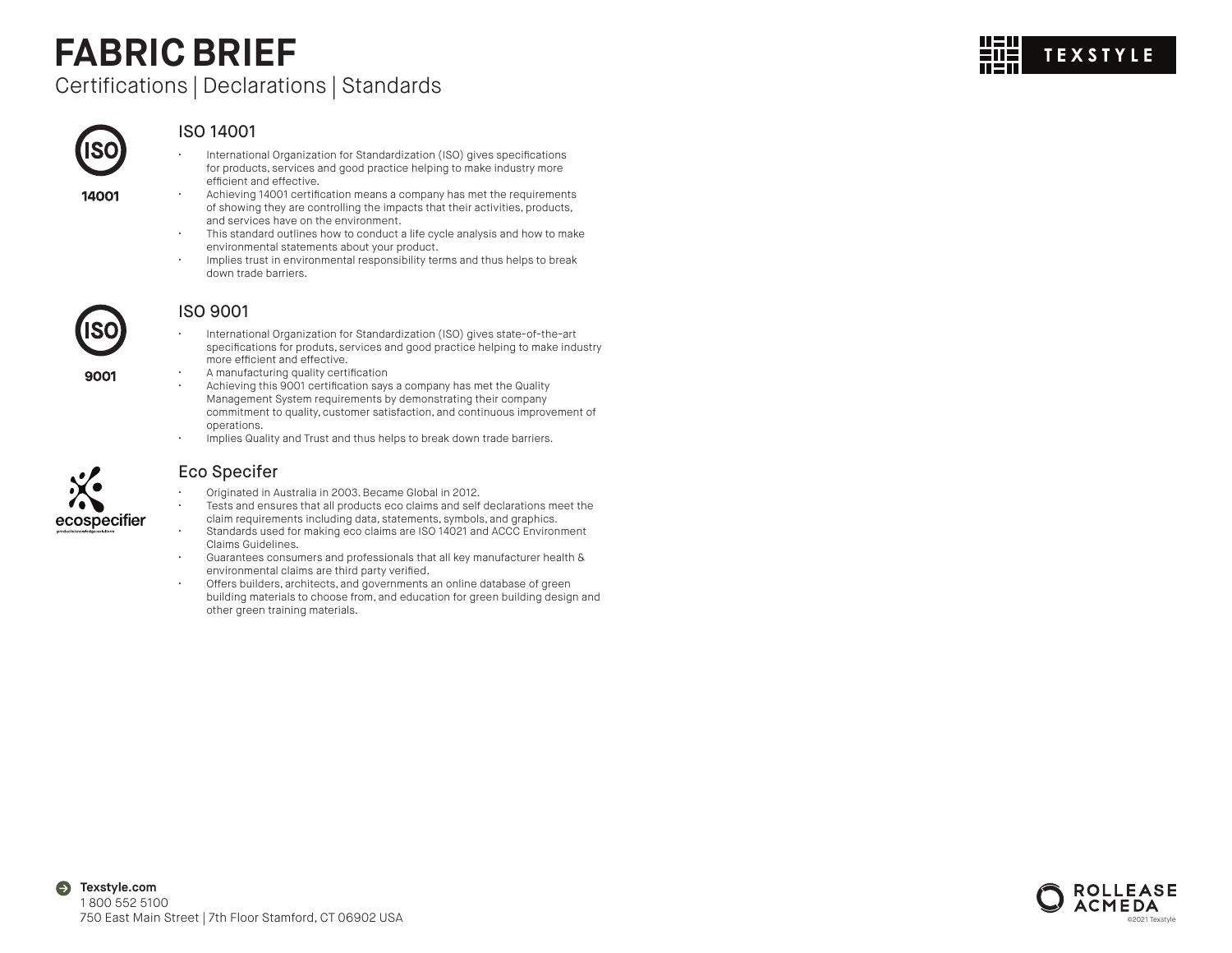# FABRIC BRIEF

Certifications | Declarations | Standards

TEXSTYLE

## ISO 14001

- International Organization for Standardization (ISO) gives specifications for products, services and good practice helping to make industry more efficient and effective.
- Achieving 14001 certification means a company has met the requirements of showing they are controlling the impacts that their activities, products, and services have on the environment.
- This standard outlines how to conduct a life cycle analysis and how to make environmental statements about your product.
- Implies trust in environmental responsibility terms and thus helps to break down trade barriers.

## ISO 9001

- International Organization for Standardization (ISO) gives state-of-the-art specifications for produts, services and good practice helping to make industry more efficient and effective.
- A manufacturing quality certification
- Achieving this 9001 certification says a company has met the Quality Management System requirements by demonstrating their company commitment to quality, customer satisfaction, and continuous improvement of operations.
- Implies Quality and Trust and thus helps to break down trade barriers.

## Eco Specifer

- Originated in Australia in 2003. Became Global in 2012.
- Tests and ensures that all products eco claims and self declarations meet the claim requirements including data, statements, symbols, and graphics.
- Standards used for making eco claims are ISO 14021 and ACCC Environment Claims Guidelines.
- Guarantees consumers and professionals that all key manufacturer health & environmental claims are third party verified.
- Offers builders, architects, and governments an online database of green building materials to choose from, and education for green building design and other green training materials.

**Texstyle.com**
1 800 552 5100
750 East Main Street | 7th Floor Stamford, CT 06902 USA

ROLLEASE ACMEDA
©2021 Texstyle